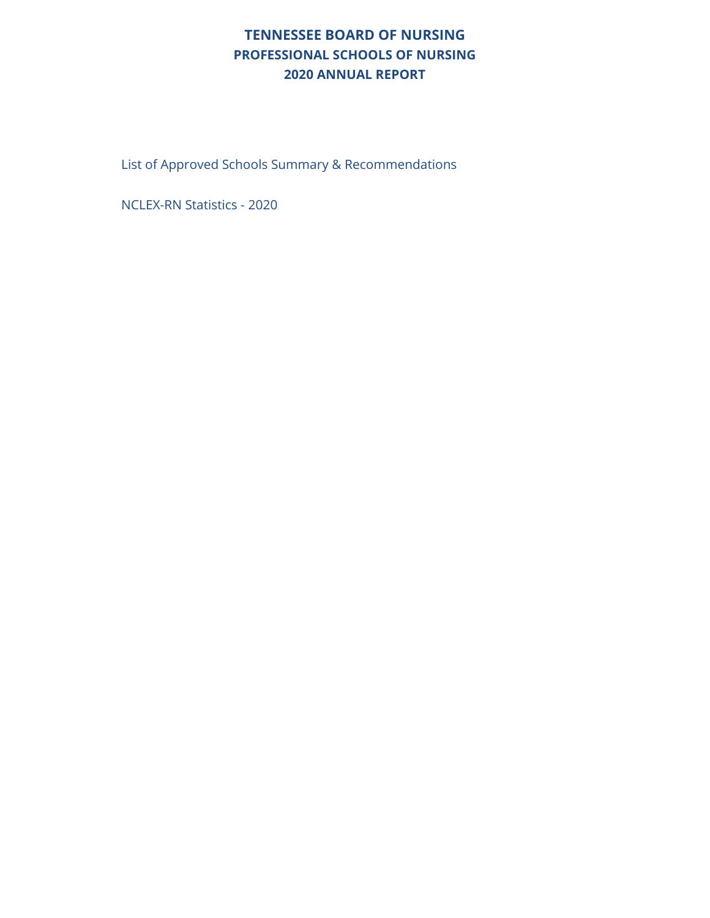# TENNESSEE BOARD OF NURSING
## PROFESSIONAL SCHOOLS OF NURSING
## 2020 ANNUAL REPORT

List of Approved Schools Summary & Recommendations

NCLEX-RN Statistics - 2020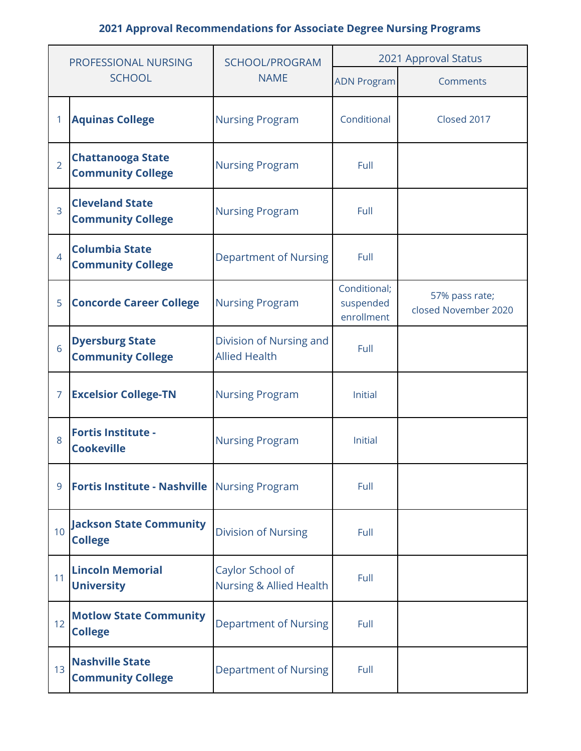**2021 Approval Recommendations for Associate Degree Nursing Programs**

| | PROFESSIONAL NURSING SCHOOL | SCHOOL/PROGRAM NAME | 2021 Approval Status | |
|---|---|---|---|---|
| | | | ADN Program | Comments |
| 1 | **Aquinas College** | Nursing Program | Conditional | Closed 2017 |
| 2 | **Chattanooga State Community College** | Nursing Program | Full | |
| 3 | **Cleveland State Community College** | Nursing Program | Full | |
| 4 | **Columbia State Community College** | Department of Nursing | Full | |
| 5 | **Concorde Career College** | Nursing Program | Conditional; suspended enrollment | 57% pass rate; closed November 2020 |
| 6 | **Dyersburg State Community College** | Division of Nursing and Allied Health | Full | |
| 7 | **Excelsior College-TN** | Nursing Program | Initial | |
| 8 | **Fortis Institute - Cookeville** | Nursing Program | Initial | |
| 9 | **Fortis Institute - Nashville** | Nursing Program | Full | |
| 10 | **Jackson State Community College** | Division of Nursing | Full | |
| 11 | **Lincoln Memorial University** | Caylor School of Nursing & Allied Health | Full | |
| 12 | **Motlow State Community College** | Department of Nursing | Full | |
| 13 | **Nashville State Community College** | Department of Nursing | Full | |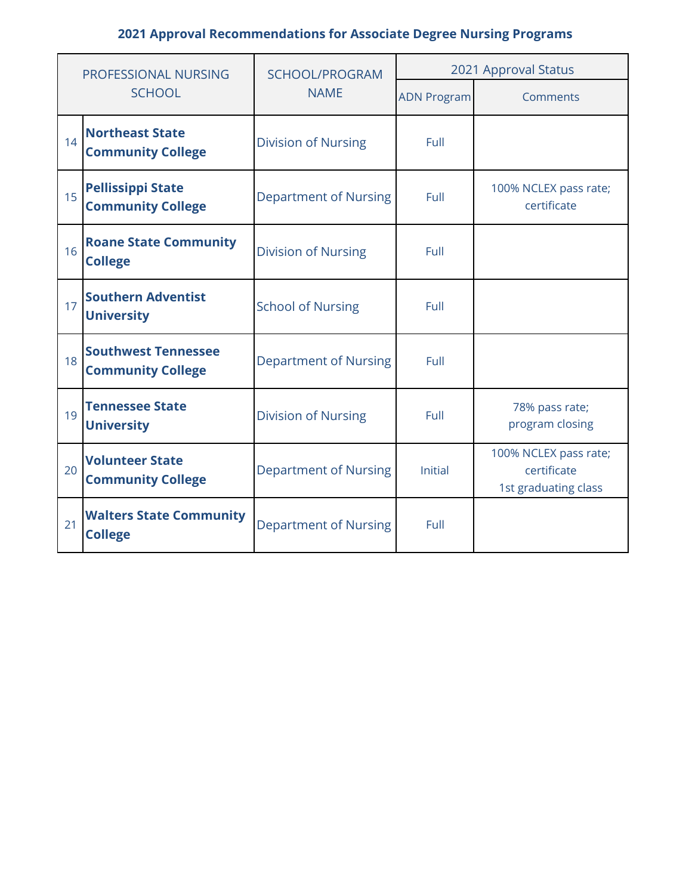**2021 Approval Recommendations for Associate Degree Nursing Programs**

| PROFESSIONAL NURSING SCHOOL | | SCHOOL/PROGRAM NAME | 2021 Approval Status | |
|---|---|---|---|---|
| | | | ADN Program | Comments |
| 14 | **Northeast State Community College** | Division of Nursing | Full | |
| 15 | **Pellissippi State Community College** | Department of Nursing | Full | 100% NCLEX pass rate; certificate |
| 16 | **Roane State Community College** | Division of Nursing | Full | |
| 17 | **Southern Adventist University** | School of Nursing | Full | |
| 18 | **Southwest Tennessee Community College** | Department of Nursing | Full | |
| 19 | **Tennessee State University** | Division of Nursing | Full | 78% pass rate; program closing |
| 20 | **Volunteer State Community College** | Department of Nursing | Initial | 100% NCLEX pass rate; certificate 1st graduating class |
| 21 | **Walters State Community College** | Department of Nursing | Full | |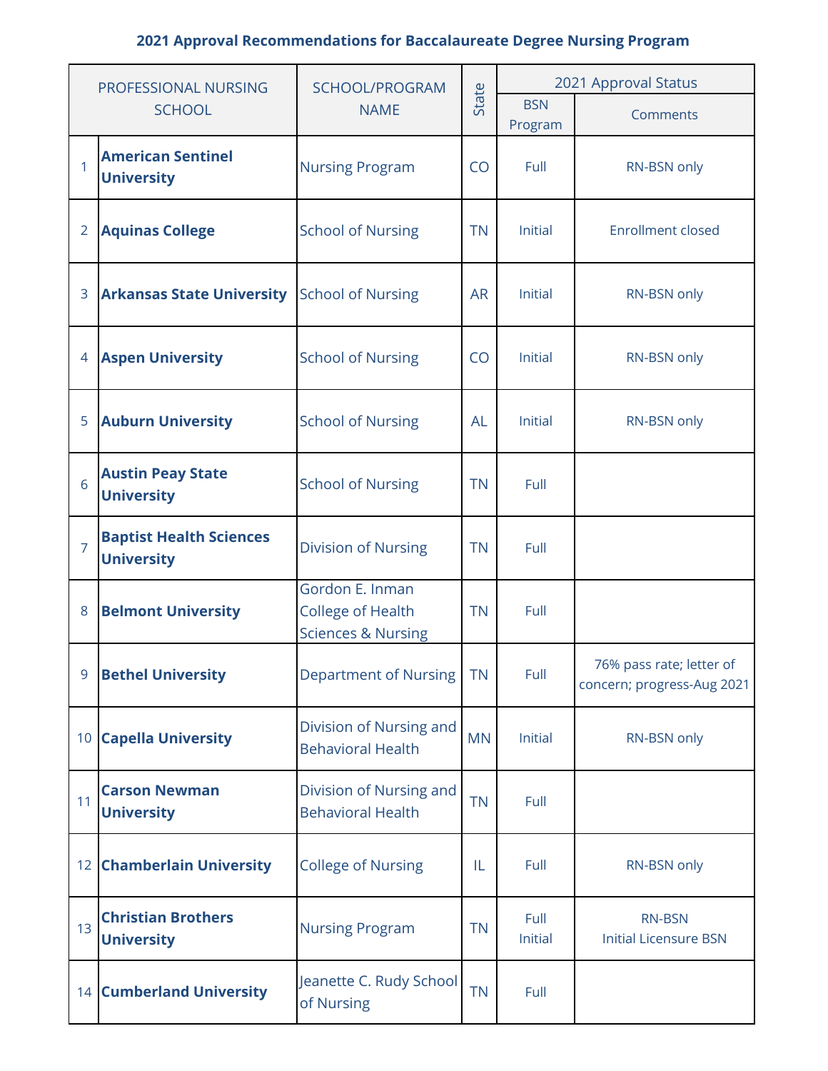**2021 Approval Recommendations for Baccalaureate Degree Nursing Program**

| | PROFESSIONAL NURSING SCHOOL | SCHOOL/PROGRAM NAME | State | 2021 Approval Status | |
|---|---|---|---|---|---|
| | | | | BSN Program | Comments |
| 1 | **American Sentinel University** | Nursing Program | CO | Full | RN-BSN only |
| 2 | **Aquinas College** | School of Nursing | TN | Initial | Enrollment closed |
| 3 | **Arkansas State University** | School of Nursing | AR | Initial | RN-BSN only |
| 4 | **Aspen University** | School of Nursing | CO | Initial | RN-BSN only |
| 5 | **Auburn University** | School of Nursing | AL | Initial | RN-BSN only |
| 6 | **Austin Peay State University** | School of Nursing | TN | Full | |
| 7 | **Baptist Health Sciences University** | Division of Nursing | TN | Full | |
| 8 | **Belmont University** | Gordon E. Inman College of Health Sciences & Nursing | TN | Full | |
| 9 | **Bethel University** | Department of Nursing | TN | Full | 76% pass rate; letter of concern; progress-Aug 2021 |
| 10 | **Capella University** | Division of Nursing and Behavioral Health | MN | Initial | RN-BSN only |
| 11 | **Carson Newman University** | Division of Nursing and Behavioral Health | TN | Full | |
| 12 | **Chamberlain University** | College of Nursing | IL | Full | RN-BSN only |
| 13 | **Christian Brothers University** | Nursing Program | TN | Full<br>Initial | RN-BSN<br>Initial Licensure BSN |
| 14 | **Cumberland University** | Jeanette C. Rudy School of Nursing | TN | Full | |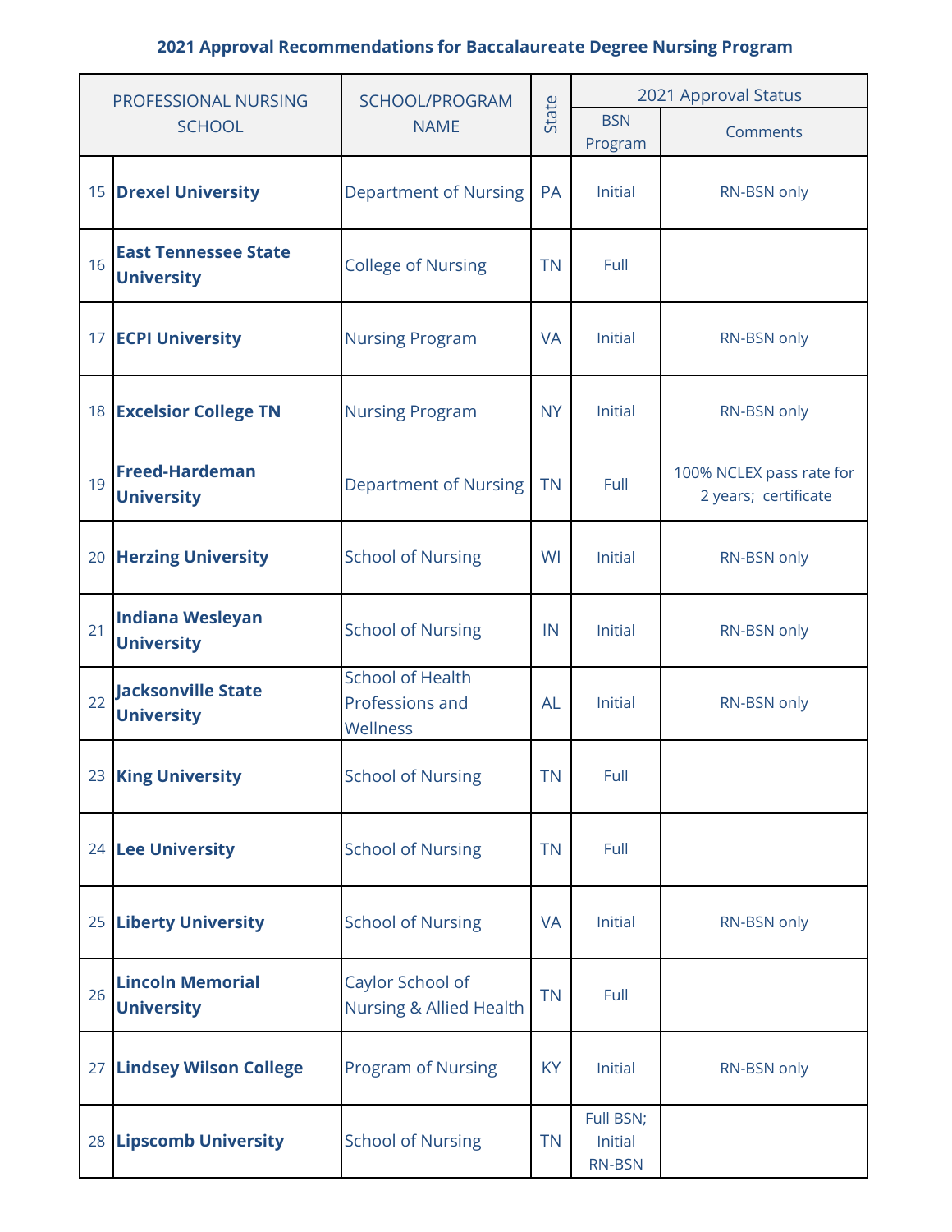## 2021 Approval Recommendations for Baccalaureate Degree Nursing Program

| | PROFESSIONAL NURSING SCHOOL | SCHOOL/PROGRAM NAME | State | 2021 Approval Status | |
|---|---|---|---|---|---|
| | | | | BSN Program | Comments |
| 15 | **Drexel University** | Department of Nursing | PA | Initial | RN-BSN only |
| 16 | **East Tennessee State University** | College of Nursing | TN | Full | |
| 17 | **ECPI University** | Nursing Program | VA | Initial | RN-BSN only |
| 18 | **Excelsior College TN** | Nursing Program | NY | Initial | RN-BSN only |
| 19 | **Freed-Hardeman University** | Department of Nursing | TN | Full | 100% NCLEX pass rate for 2 years; certificate |
| 20 | **Herzing University** | School of Nursing | WI | Initial | RN-BSN only |
| 21 | **Indiana Wesleyan University** | School of Nursing | IN | Initial | RN-BSN only |
| 22 | **Jacksonville State University** | School of Health Professions and Wellness | AL | Initial | RN-BSN only |
| 23 | **King University** | School of Nursing | TN | Full | |
| 24 | **Lee University** | School of Nursing | TN | Full | |
| 25 | **Liberty University** | School of Nursing | VA | Initial | RN-BSN only |
| 26 | **Lincoln Memorial University** | Caylor School of Nursing & Allied Health | TN | Full | |
| 27 | **Lindsey Wilson College** | Program of Nursing | KY | Initial | RN-BSN only |
| 28 | **Lipscomb University** | School of Nursing | TN | Full BSN; Initial RN-BSN | |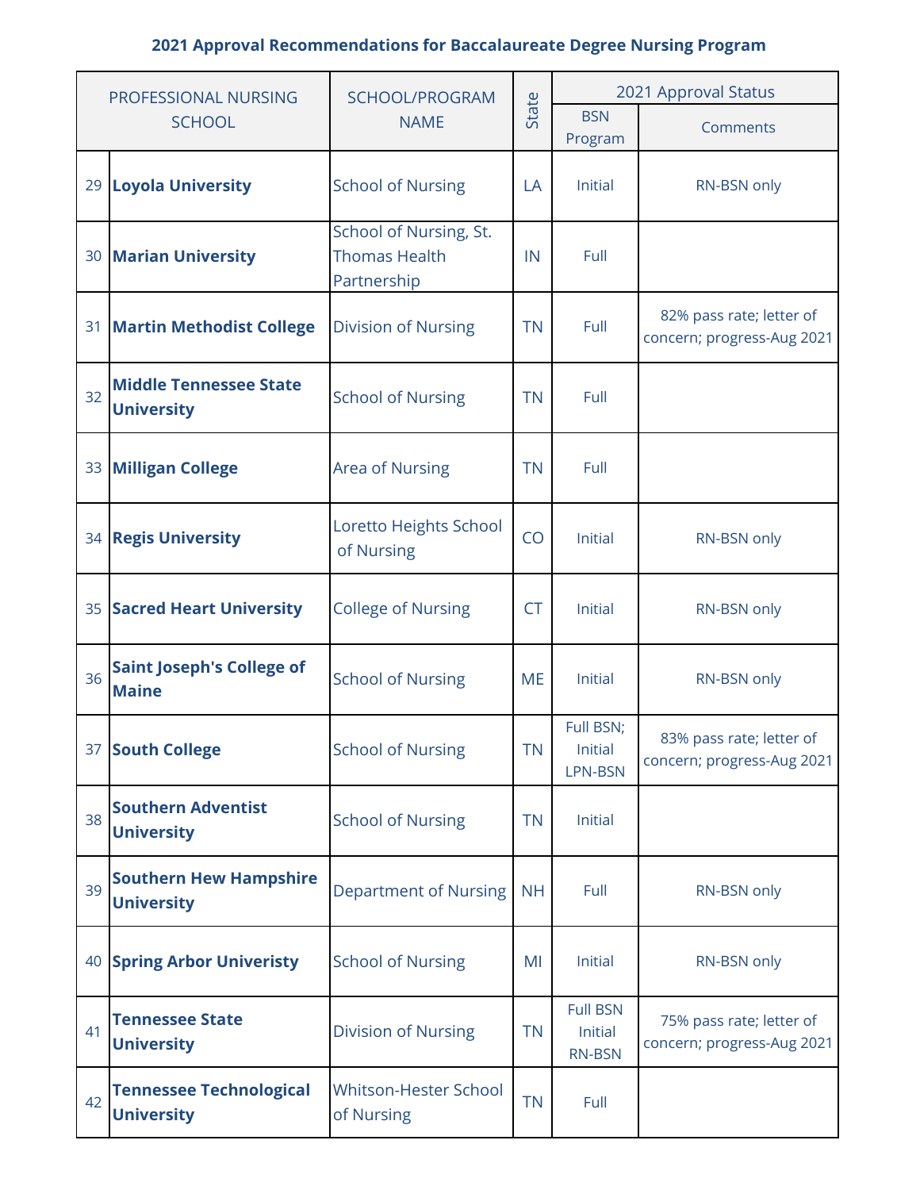**2021 Approval Recommendations for Baccalaureate Degree Nursing Program**

| | PROFESSIONAL NURSING SCHOOL | SCHOOL/PROGRAM NAME | State | 2021 Approval Status | |
|---|---|---|---|---|---|
| | | | | BSN Program | Comments |
| 29 | **Loyola University** | School of Nursing | LA | Initial | RN-BSN only |
| 30 | **Marian University** | School of Nursing, St. Thomas Health Partnership | IN | Full | |
| 31 | **Martin Methodist College** | Division of Nursing | TN | Full | 82% pass rate; letter of concern; progress-Aug 2021 |
| 32 | **Middle Tennessee State University** | School of Nursing | TN | Full | |
| 33 | **Milligan College** | Area of Nursing | TN | Full | |
| 34 | **Regis University** | Loretto Heights School of Nursing | CO | Initial | RN-BSN only |
| 35 | **Sacred Heart University** | College of Nursing | CT | Initial | RN-BSN only |
| 36 | **Saint Joseph's College of Maine** | School of Nursing | ME | Initial | RN-BSN only |
| 37 | **South College** | School of Nursing | TN | Full BSN; Initial LPN-BSN | 83% pass rate; letter of concern; progress-Aug 2021 |
| 38 | **Southern Adventist University** | School of Nursing | TN | Initial | |
| 39 | **Southern Hew Hampshire University** | Department of Nursing | NH | Full | RN-BSN only |
| 40 | **Spring Arbor Univeristy** | School of Nursing | MI | Initial | RN-BSN only |
| 41 | **Tennessee State University** | Division of Nursing | TN | Full BSN Initial RN-BSN | 75% pass rate; letter of concern; progress-Aug 2021 |
| 42 | **Tennessee Technological University** | Whitson-Hester School of Nursing | TN | Full | |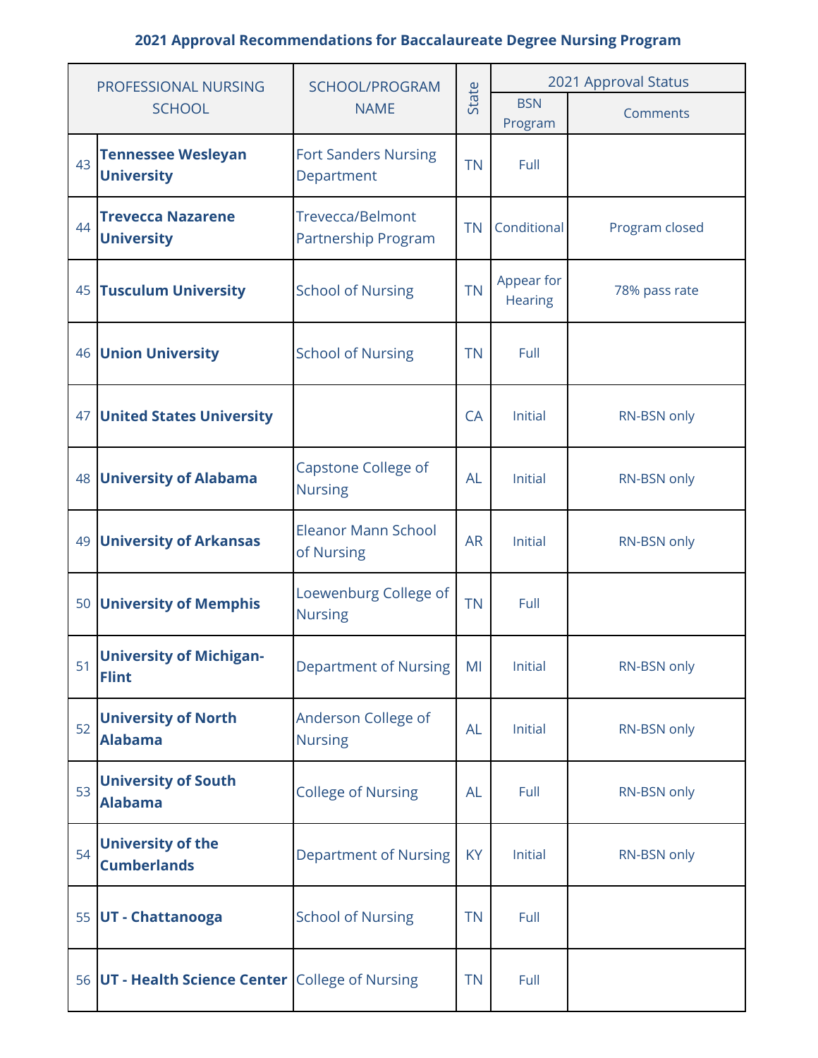**2021 Approval Recommendations for Baccalaureate Degree Nursing Program**

| | PROFESSIONAL NURSING SCHOOL | SCHOOL/PROGRAM NAME | State | 2021 Approval Status | |
|---|---|---|---|---|---|
| | | | | BSN Program | Comments |
| 43 | **Tennessee Wesleyan University** | Fort Sanders Nursing Department | TN | Full | |
| 44 | **Trevecca Nazarene University** | Trevecca/Belmont Partnership Program | TN | Conditional | Program closed |
| 45 | **Tusculum University** | School of Nursing | TN | Appear for Hearing | 78% pass rate |
| 46 | **Union University** | School of Nursing | TN | Full | |
| 47 | **United States University** | | CA | Initial | RN-BSN only |
| 48 | **University of Alabama** | Capstone College of Nursing | AL | Initial | RN-BSN only |
| 49 | **University of Arkansas** | Eleanor Mann School of Nursing | AR | Initial | RN-BSN only |
| 50 | **University of Memphis** | Loewenburg College of Nursing | TN | Full | |
| 51 | **University of Michigan-Flint** | Department of Nursing | MI | Initial | RN-BSN only |
| 52 | **University of North Alabama** | Anderson College of Nursing | AL | Initial | RN-BSN only |
| 53 | **University of South Alabama** | College of Nursing | AL | Full | RN-BSN only |
| 54 | **University of the Cumberlands** | Department of Nursing | KY | Initial | RN-BSN only |
| 55 | **UT - Chattanooga** | School of Nursing | TN | Full | |
| 56 | **UT - Health Science Center** | College of Nursing | TN | Full | |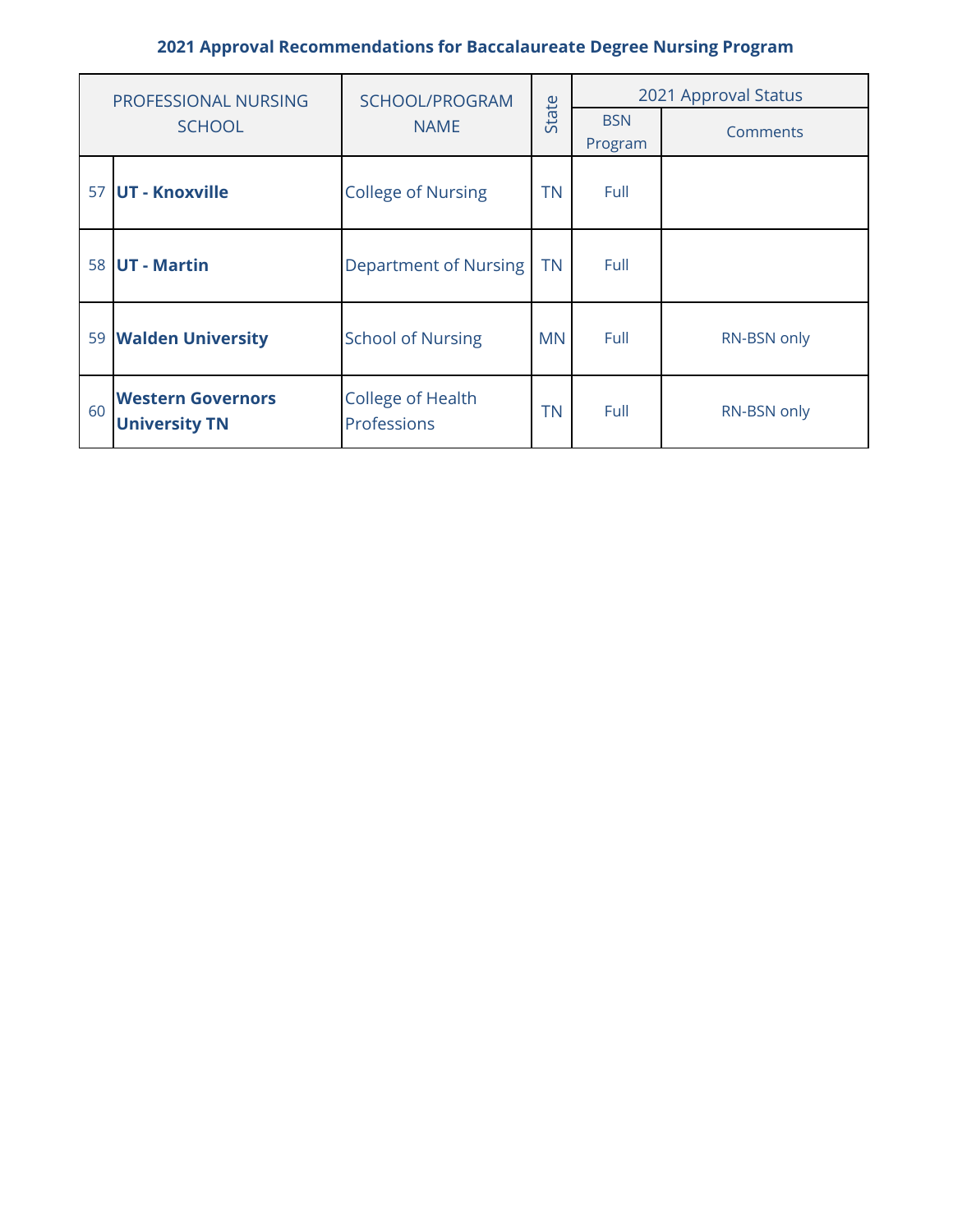**2021 Approval Recommendations for Baccalaureate Degree Nursing Program**

| PROFESSIONAL NURSING SCHOOL | | SCHOOL/PROGRAM NAME | State | 2021 Approval Status | |
|---|---|---|---|---|---|
| | | | | BSN Program | Comments |
| 57 | **UT - Knoxville** | College of Nursing | TN | Full | |
| 58 | **UT - Martin** | Department of Nursing | TN | Full | |
| 59 | **Walden University** | School of Nursing | MN | Full | RN-BSN only |
| 60 | **Western Governors University TN** | College of Health Professions | TN | Full | RN-BSN only |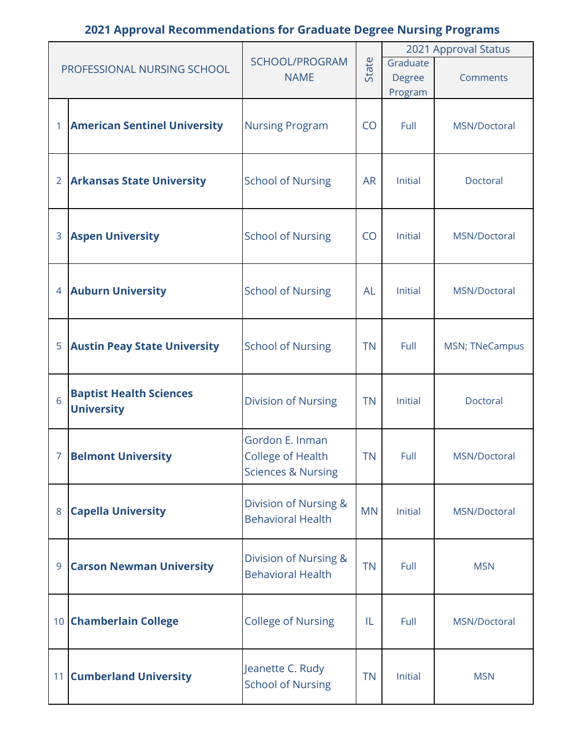## 2021 Approval Recommendations for Graduate Degree Nursing Programs

| | PROFESSIONAL NURSING SCHOOL | SCHOOL/PROGRAM NAME | State | 2021 Approval Status | |
|---|---|---|---|---|---|
| | | | | Graduate Degree Program | Comments |
| 1 | **American Sentinel University** | Nursing Program | CO | Full | MSN/Doctoral |
| 2 | **Arkansas State University** | School of Nursing | AR | Initial | Doctoral |
| 3 | **Aspen University** | School of Nursing | CO | Initial | MSN/Doctoral |
| 4 | **Auburn University** | School of Nursing | AL | Initial | MSN/Doctoral |
| 5 | **Austin Peay State University** | School of Nursing | TN | Full | MSN; TNeCampus |
| 6 | **Baptist Health Sciences University** | Division of Nursing | TN | Initial | Doctoral |
| 7 | **Belmont University** | Gordon E. Inman College of Health Sciences & Nursing | TN | Full | MSN/Doctoral |
| 8 | **Capella University** | Division of Nursing & Behavioral Health | MN | Initial | MSN/Doctoral |
| 9 | **Carson Newman University** | Division of Nursing & Behavioral Health | TN | Full | MSN |
| 10 | **Chamberlain College** | College of Nursing | IL | Full | MSN/Doctoral |
| 11 | **Cumberland University** | Jeanette C. Rudy School of Nursing | TN | Initial | MSN |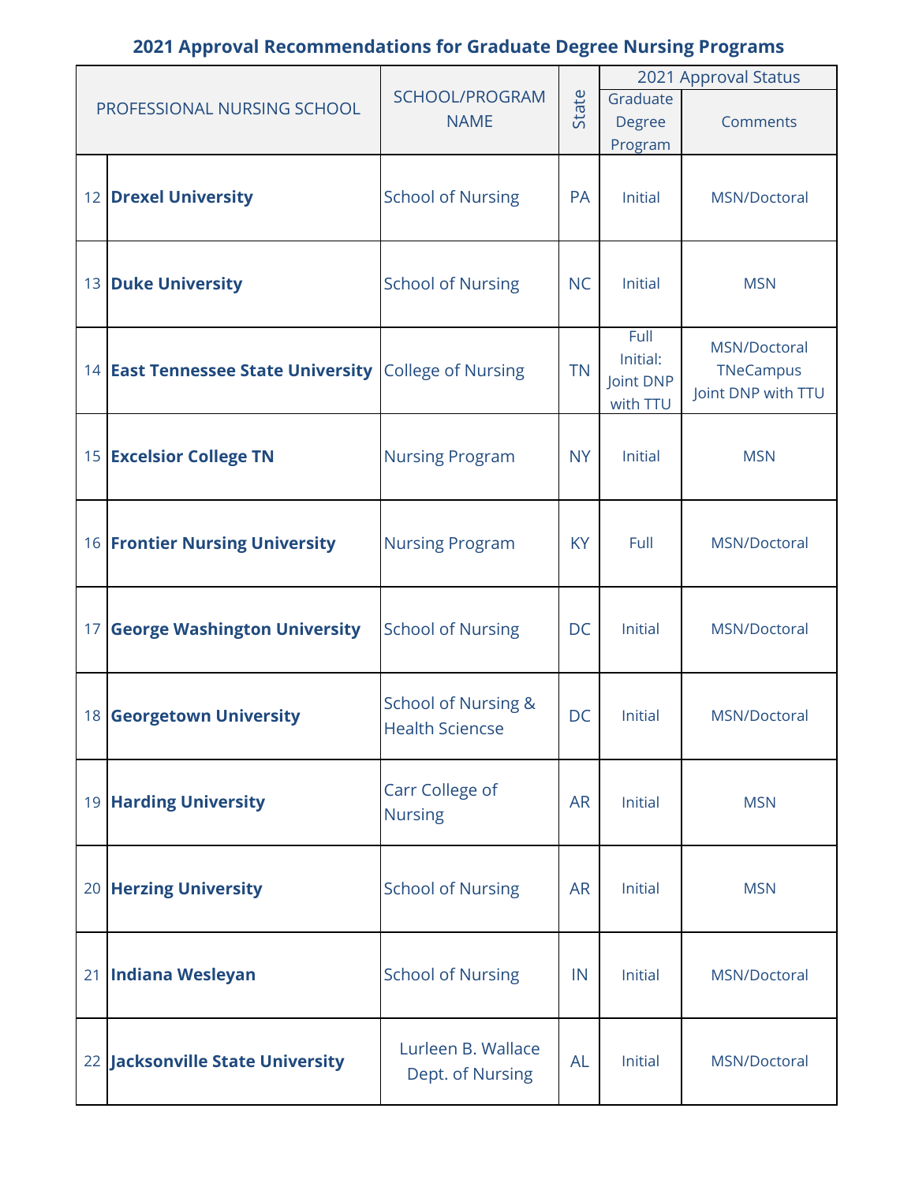## 2021 Approval Recommendations for Graduate Degree Nursing Programs

| | PROFESSIONAL NURSING SCHOOL | SCHOOL/PROGRAM NAME | State | 2021 Approval Status | |
|---|---|---|---|---|---|
| | | | | Graduate Degree Program | Comments |
| 12 | **Drexel University** | School of Nursing | PA | Initial | MSN/Doctoral |
| 13 | **Duke University** | School of Nursing | NC | Initial | MSN |
| 14 | **East Tennessee State University** | College of Nursing | TN | Full Initial: Joint DNP with TTU | MSN/Doctoral TNeCampus Joint DNP with TTU |
| 15 | **Excelsior College TN** | Nursing Program | NY | Initial | MSN |
| 16 | **Frontier Nursing University** | Nursing Program | KY | Full | MSN/Doctoral |
| 17 | **George Washington University** | School of Nursing | DC | Initial | MSN/Doctoral |
| 18 | **Georgetown University** | School of Nursing & Health Sciencse | DC | Initial | MSN/Doctoral |
| 19 | **Harding University** | Carr College of Nursing | AR | Initial | MSN |
| 20 | **Herzing University** | School of Nursing | AR | Initial | MSN |
| 21 | **Indiana Wesleyan** | School of Nursing | IN | Initial | MSN/Doctoral |
| 22 | **Jacksonville State University** | Lurleen B. Wallace Dept. of Nursing | AL | Initial | MSN/Doctoral |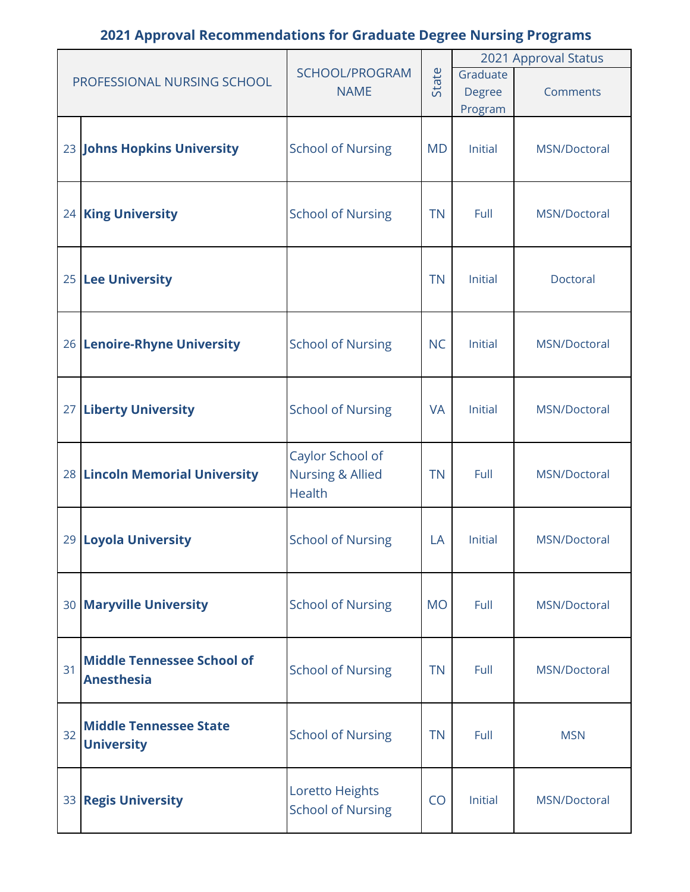## 2021 Approval Recommendations for Graduate Degree Nursing Programs

| PROFESSIONAL NURSING SCHOOL | | SCHOOL/PROGRAM NAME | State | 2021 Approval Status | |
|---|---|---|---|---|---|
| | | | | Graduate Degree Program | Comments |
| 23 | **Johns Hopkins University** | School of Nursing | MD | Initial | MSN/Doctoral |
| 24 | **King University** | School of Nursing | TN | Full | MSN/Doctoral |
| 25 | **Lee University** | | TN | Initial | Doctoral |
| 26 | **Lenoire-Rhyne University** | School of Nursing | NC | Initial | MSN/Doctoral |
| 27 | **Liberty University** | School of Nursing | VA | Initial | MSN/Doctoral |
| 28 | **Lincoln Memorial University** | Caylor School of Nursing & Allied Health | TN | Full | MSN/Doctoral |
| 29 | **Loyola University** | School of Nursing | LA | Initial | MSN/Doctoral |
| 30 | **Maryville University** | School of Nursing | MO | Full | MSN/Doctoral |
| 31 | **Middle Tennessee School of Anesthesia** | School of Nursing | TN | Full | MSN/Doctoral |
| 32 | **Middle Tennessee State University** | School of Nursing | TN | Full | MSN |
| 33 | **Regis University** | Loretto Heights School of Nursing | CO | Initial | MSN/Doctoral |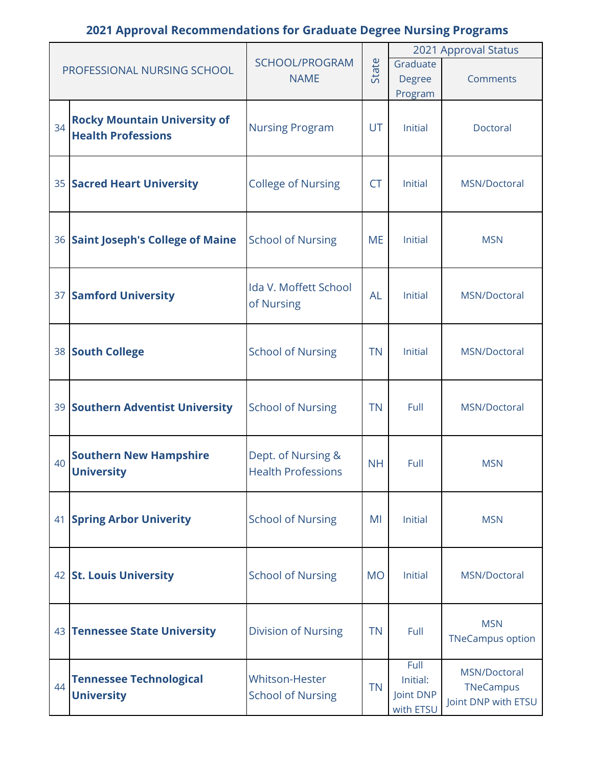## 2021 Approval Recommendations for Graduate Degree Nursing Programs

| | PROFESSIONAL NURSING SCHOOL | SCHOOL/PROGRAM NAME | State | 2021 Approval Status | |
|---|---|---|---|---|---|
| | | | | Graduate Degree Program | Comments |
| 34 | **Rocky Mountain University of Health Professions** | Nursing Program | UT | Initial | Doctoral |
| 35 | **Sacred Heart University** | College of Nursing | CT | Initial | MSN/Doctoral |
| 36 | **Saint Joseph's College of Maine** | School of Nursing | ME | Initial | MSN |
| 37 | **Samford University** | Ida V. Moffett School of Nursing | AL | Initial | MSN/Doctoral |
| 38 | **South College** | School of Nursing | TN | Initial | MSN/Doctoral |
| 39 | **Southern Adventist University** | School of Nursing | TN | Full | MSN/Doctoral |
| 40 | **Southern New Hampshire University** | Dept. of Nursing & Health Professions | NH | Full | MSN |
| 41 | **Spring Arbor Univerity** | School of Nursing | MI | Initial | MSN |
| 42 | **St. Louis University** | School of Nursing | MO | Initial | MSN/Doctoral |
| 43 | **Tennessee State University** | Division of Nursing | TN | Full | MSN TNeCampus option |
| 44 | **Tennessee Technological University** | Whitson-Hester School of Nursing | TN | Full Initial: Joint DNP with ETSU | MSN/Doctoral TNeCampus Joint DNP with ETSU |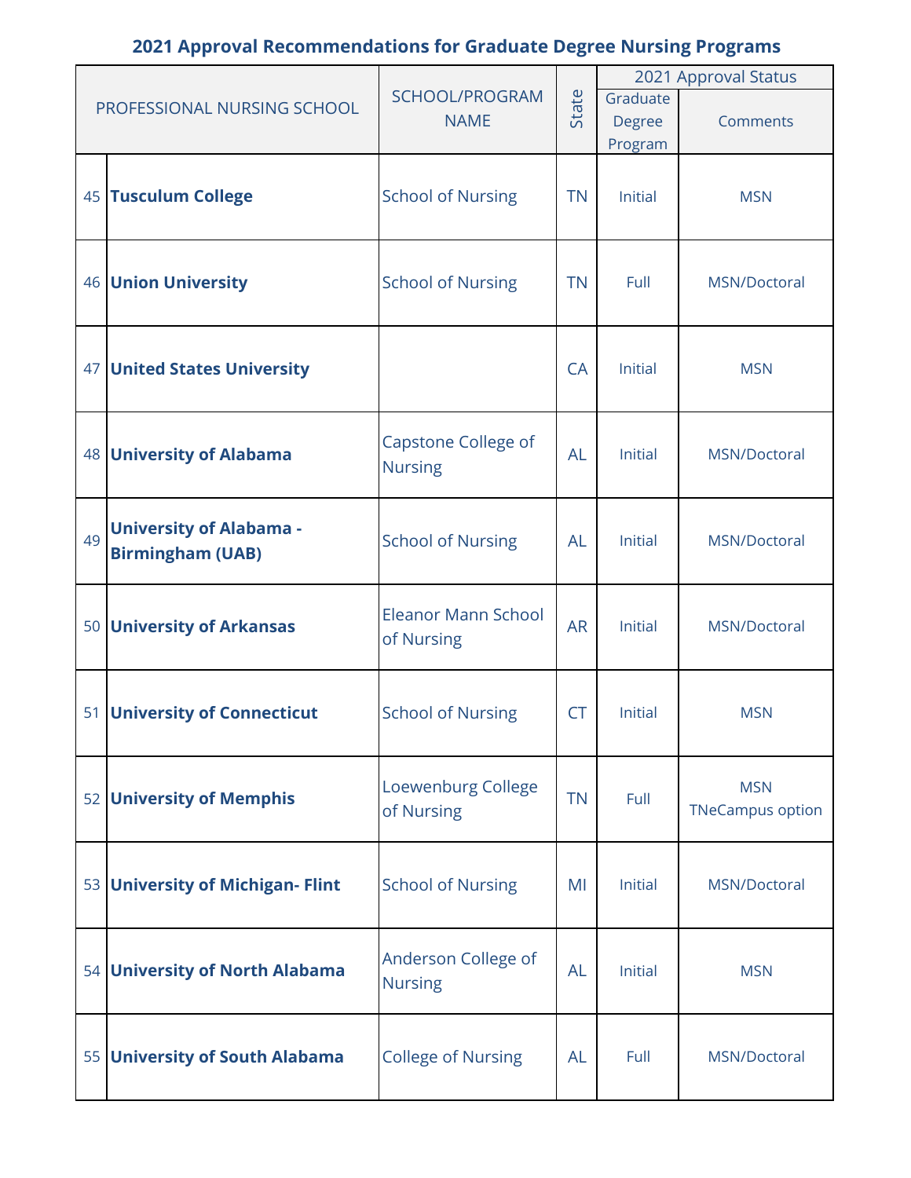## 2021 Approval Recommendations for Graduate Degree Nursing Programs

| PROFESSIONAL NURSING SCHOOL | | SCHOOL/PROGRAM NAME | State | 2021 Approval Status | |
|---|---|---|---|---|---|
| | | | | Graduate Degree Program | Comments |
| 45 | **Tusculum College** | School of Nursing | TN | Initial | MSN |
| 46 | **Union University** | School of Nursing | TN | Full | MSN/Doctoral |
| 47 | **United States University** | | CA | Initial | MSN |
| 48 | **University of Alabama** | Capstone College of Nursing | AL | Initial | MSN/Doctoral |
| 49 | **University of Alabama - Birmingham (UAB)** | School of Nursing | AL | Initial | MSN/Doctoral |
| 50 | **University of Arkansas** | Eleanor Mann School of Nursing | AR | Initial | MSN/Doctoral |
| 51 | **University of Connecticut** | School of Nursing | CT | Initial | MSN |
| 52 | **University of Memphis** | Loewenburg College of Nursing | TN | Full | MSN TNeCampus option |
| 53 | **University of Michigan- Flint** | School of Nursing | MI | Initial | MSN/Doctoral |
| 54 | **University of North Alabama** | Anderson College of Nursing | AL | Initial | MSN |
| 55 | **University of South Alabama** | College of Nursing | AL | Full | MSN/Doctoral |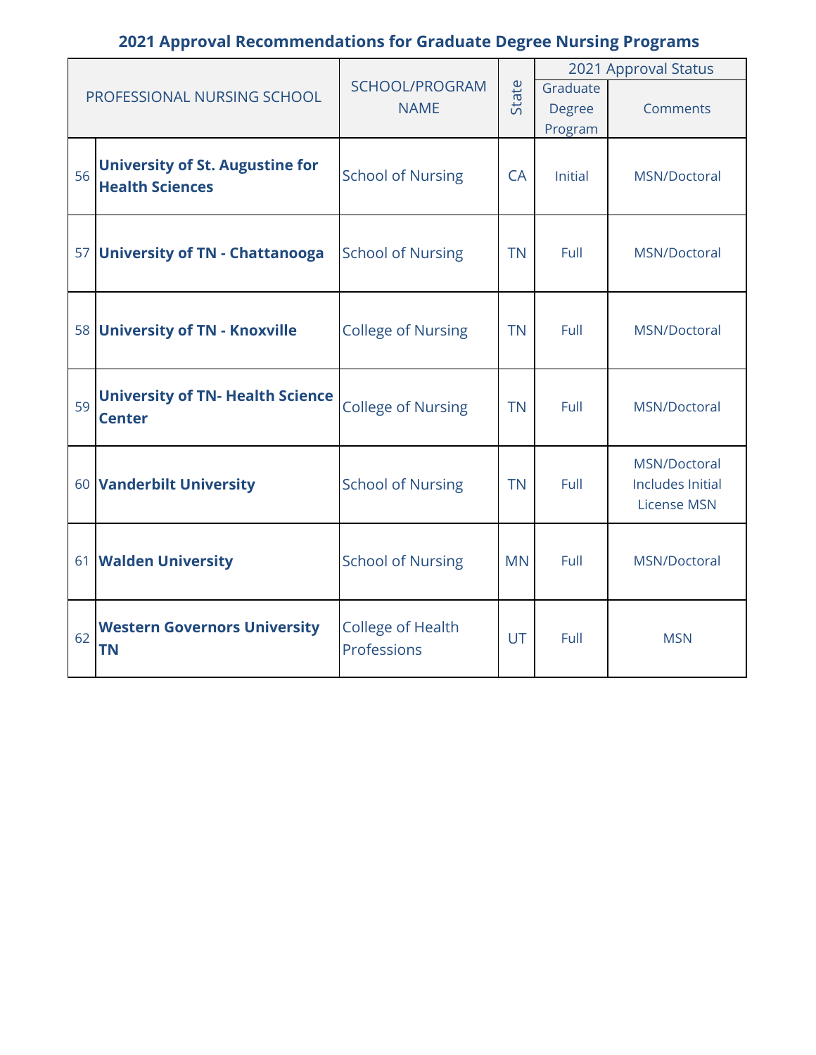## 2021 Approval Recommendations for Graduate Degree Nursing Programs

| PROFESSIONAL NURSING SCHOOL | | SCHOOL/PROGRAM NAME | State | 2021 Approval Status | |
|---|---|---|---|---|---|
| | | | | Graduate Degree Program | Comments |
| 56 | **University of St. Augustine for Health Sciences** | School of Nursing | CA | Initial | MSN/Doctoral |
| 57 | **University of TN - Chattanooga** | School of Nursing | TN | Full | MSN/Doctoral |
| 58 | **University of TN - Knoxville** | College of Nursing | TN | Full | MSN/Doctoral |
| 59 | **University of TN- Health Science Center** | College of Nursing | TN | Full | MSN/Doctoral |
| 60 | **Vanderbilt University** | School of Nursing | TN | Full | MSN/Doctoral Includes Initial License MSN |
| 61 | **Walden University** | School of Nursing | MN | Full | MSN/Doctoral |
| 62 | **Western Governors University TN** | College of Health Professions | UT | Full | MSN |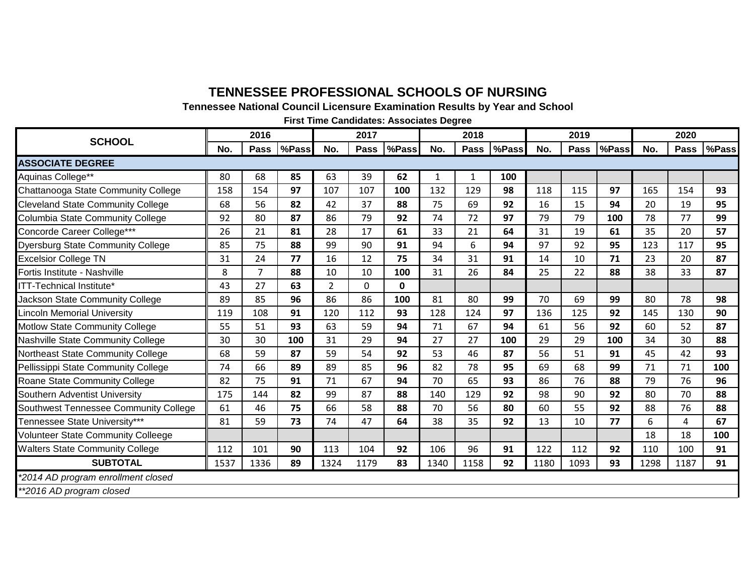# TENNESSEE PROFESSIONAL SCHOOLS OF NURSING

### Tennessee National Council Licensure Examination Results by Year and School

#### First Time Candidates: Associates Degree

| SCHOOL | 2016 | | | 2017 | | | 2018 | | | 2019 | | | 2020 | | |
|---|---|---|---|---|---|---|---|---|---|---|---|---|---|---|---|
| | No. | Pass | %Pass | No. | Pass | %Pass | No. | Pass | %Pass | No. | Pass | %Pass | No. | Pass | %Pass |
| **ASSOCIATE DEGREE** | | | | | | | | | | | | | | | |
| Aquinas College** | 80 | 68 | **85** | 63 | 39 | **62** | 1 | 1 | **100** | | | | | | |
| Chattanooga State Community College | 158 | 154 | **97** | 107 | 107 | **100** | 132 | 129 | **98** | 118 | 115 | **97** | 165 | 154 | **93** |
| Cleveland State Community College | 68 | 56 | **82** | 42 | 37 | **88** | 75 | 69 | **92** | 16 | 15 | **94** | 20 | 19 | **95** |
| Columbia State Community College | 92 | 80 | **87** | 86 | 79 | **92** | 74 | 72 | **97** | 79 | 79 | **100** | 78 | 77 | **99** |
| Concorde Career College*** | 26 | 21 | **81** | 28 | 17 | **61** | 33 | 21 | **64** | 31 | 19 | **61** | 35 | 20 | **57** |
| Dyersburg State Community College | 85 | 75 | **88** | 99 | 90 | **91** | 94 | 6 | **94** | 97 | 92 | **95** | 123 | 117 | **95** |
| Excelsior College TN | 31 | 24 | **77** | 16 | 12 | **75** | 34 | 31 | **91** | 14 | 10 | **71** | 23 | 20 | **87** |
| Fortis Institute - Nashville | 8 | 7 | **88** | 10 | 10 | **100** | 31 | 26 | **84** | 25 | 22 | **88** | 38 | 33 | **87** |
| ITT-Technical Institute* | 43 | 27 | **63** | 2 | 0 | **0** | | | | | | | | | |
| Jackson State Community College | 89 | 85 | **96** | 86 | 86 | **100** | 81 | 80 | **99** | 70 | 69 | **99** | 80 | 78 | **98** |
| Lincoln Memorial University | 119 | 108 | **91** | 120 | 112 | **93** | 128 | 124 | **97** | 136 | 125 | **92** | 145 | 130 | **90** |
| Motlow State Community College | 55 | 51 | **93** | 63 | 59 | **94** | 71 | 67 | **94** | 61 | 56 | **92** | 60 | 52 | **87** |
| Nashville State Community College | 30 | 30 | **100** | 31 | 29 | **94** | 27 | 27 | **100** | 29 | 29 | **100** | 34 | 30 | **88** |
| Northeast State Community College | 68 | 59 | **87** | 59 | 54 | **92** | 53 | 46 | **87** | 56 | 51 | **91** | 45 | 42 | **93** |
| Pellissippi State Community College | 74 | 66 | **89** | 89 | 85 | **96** | 82 | 78 | **95** | 69 | 68 | **99** | 71 | 71 | **100** |
| Roane State Community College | 82 | 75 | **91** | 71 | 67 | **94** | 70 | 65 | **93** | 86 | 76 | **88** | 79 | 76 | **96** |
| Southern Adventist University | 175 | 144 | **82** | 99 | 87 | **88** | 140 | 129 | **92** | 98 | 90 | **92** | 80 | 70 | **88** |
| Southwest Tennessee Community College | 61 | 46 | **75** | 66 | 58 | **88** | 70 | 56 | **80** | 60 | 55 | **92** | 88 | 76 | **88** |
| Tennessee State University*** | 81 | 59 | **73** | 74 | 47 | **64** | 38 | 35 | **92** | 13 | 10 | **77** | 6 | 4 | **67** |
| Volunteer State Community Colleege | | | | | | | | | | | | | 18 | 18 | **100** |
| Walters State Community College | 112 | 101 | **90** | 113 | 104 | **92** | 106 | 96 | **91** | 122 | 112 | **92** | 110 | 100 | **91** |
| **SUBTOTAL** | 1537 | 1336 | **89** | 1324 | 1179 | **83** | 1340 | 1158 | **92** | 1180 | 1093 | **93** | 1298 | 1187 | **91** |

*\*2014 AD program enrollment closed*

*\*\*2016 AD program closed*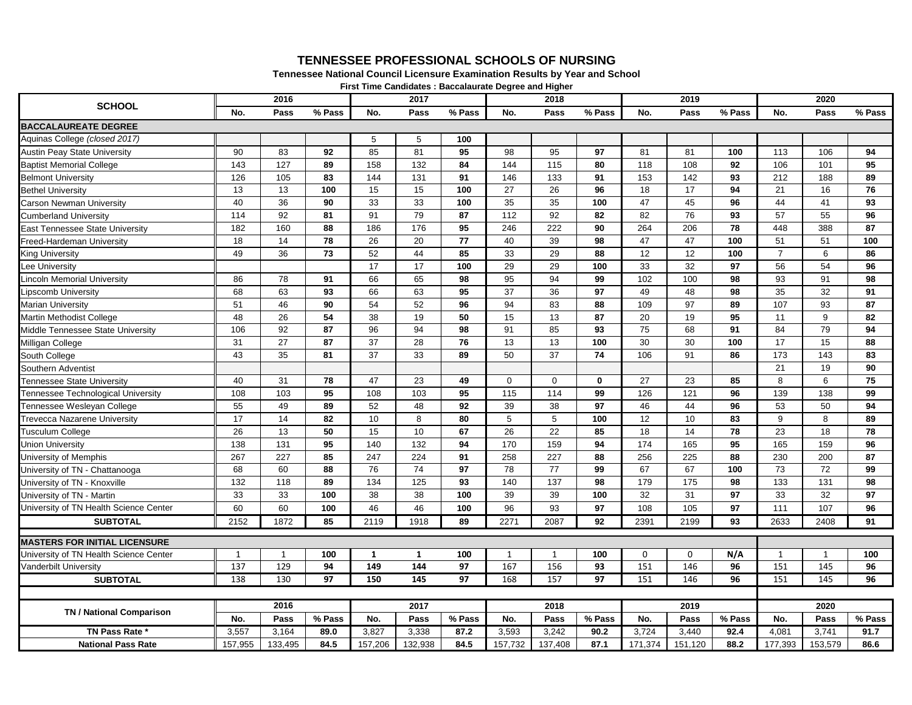# TENNESSEE PROFESSIONAL SCHOOLS OF NURSING

**Tennessee National Council Licensure Examination Results by Year and School**

**First Time Candidates : Baccalaurate Degree and Higher**

| SCHOOL | 2016 | | | 2017 | | | 2018 | | | 2019 | | | 2020 | | |
|---|---|---|---|---|---|---|---|---|---|---|---|---|---|---|---|
| | No. | Pass | % Pass | No. | Pass | % Pass | No. | Pass | % Pass | No. | Pass | % Pass | No. | Pass | % Pass |
| **BACCALAUREATE DEGREE** | | | | | | | | | | | | | | | |
| Aquinas College *(closed 2017)* | | | | 5 | 5 | **100** | | | | | | | | | |
| Austin Peay State University | 90 | 83 | **92** | 85 | 81 | **95** | 98 | 95 | **97** | 81 | 81 | **100** | 113 | 106 | **94** |
| Baptist Memorial College | 143 | 127 | **89** | 158 | 132 | **84** | 144 | 115 | **80** | 118 | 108 | **92** | 106 | 101 | **95** |
| Belmont University | 126 | 105 | **83** | 144 | 131 | **91** | 146 | 133 | **91** | 153 | 142 | **93** | 212 | 188 | **89** |
| Bethel University | 13 | 13 | **100** | 15 | 15 | **100** | 27 | 26 | **96** | 18 | 17 | **94** | 21 | 16 | **76** |
| Carson Newman University | 40 | 36 | **90** | 33 | 33 | **100** | 35 | 35 | **100** | 47 | 45 | **96** | 44 | 41 | **93** |
| Cumberland University | 114 | 92 | **81** | 91 | 79 | **87** | 112 | 92 | **82** | 82 | 76 | **93** | 57 | 55 | **96** |
| East Tennessee State University | 182 | 160 | **88** | 186 | 176 | **95** | 246 | 222 | **90** | 264 | 206 | **78** | 448 | 388 | **87** |
| Freed-Hardeman University | 18 | 14 | **78** | 26 | 20 | **77** | 40 | 39 | **98** | 47 | 47 | **100** | 51 | 51 | **100** |
| King University | 49 | 36 | **73** | 52 | 44 | **85** | 33 | 29 | **88** | 12 | 12 | **100** | 7 | 6 | **86** |
| Lee University | | | | 17 | 17 | **100** | 29 | 29 | **100** | 33 | 32 | **97** | 56 | 54 | **96** |
| Lincoln Memorial University | 86 | 78 | **91** | 66 | 65 | **98** | 95 | 94 | **99** | 102 | 100 | **98** | 93 | 91 | **98** |
| Lipscomb University | 68 | 63 | **93** | 66 | 63 | **95** | 37 | 36 | **97** | 49 | 48 | **98** | 35 | 32 | **91** |
| Marian University | 51 | 46 | **90** | 54 | 52 | **96** | 94 | 83 | **88** | 109 | 97 | **89** | 107 | 93 | **87** |
| Martin Methodist College | 48 | 26 | **54** | 38 | 19 | **50** | 15 | 13 | **87** | 20 | 19 | **95** | 11 | 9 | **82** |
| Middle Tennessee State University | 106 | 92 | **87** | 96 | 94 | **98** | 91 | 85 | **93** | 75 | 68 | **91** | 84 | 79 | **94** |
| Milligan College | 31 | 27 | **87** | 37 | 28 | **76** | 13 | 13 | **100** | 30 | 30 | **100** | 17 | 15 | **88** |
| South College | 43 | 35 | **81** | 37 | 33 | **89** | 50 | 37 | **74** | 106 | 91 | **86** | 173 | 143 | **83** |
| Southern Adventist | | | | | | | | | | | | | 21 | 19 | **90** |
| Tennessee State University | 40 | 31 | **78** | 47 | 23 | **49** | 0 | 0 | **0** | 27 | 23 | **85** | 8 | 6 | **75** |
| Tennessee Technological University | 108 | 103 | **95** | 108 | 103 | **95** | 115 | 114 | **99** | 126 | 121 | **96** | 139 | 138 | **99** |
| Tennessee Wesleyan College | 55 | 49 | **89** | 52 | 48 | **92** | 39 | 38 | **97** | 46 | 44 | **96** | 53 | 50 | **94** |
| Trevecca Nazarene University | 17 | 14 | **82** | 10 | 8 | **80** | 5 | 5 | **100** | 12 | 10 | **83** | 9 | 8 | **89** |
| Tusculum College | 26 | 13 | **50** | 15 | 10 | **67** | 26 | 22 | **85** | 18 | 14 | **78** | 23 | 18 | **78** |
| Union University | 138 | 131 | **95** | 140 | 132 | **94** | 170 | 159 | **94** | 174 | 165 | **95** | 165 | 159 | **96** |
| University of Memphis | 267 | 227 | **85** | 247 | 224 | **91** | 258 | 227 | **88** | 256 | 225 | **88** | 230 | 200 | **87** |
| University of TN - Chattanooga | 68 | 60 | **88** | 76 | 74 | **97** | 78 | 77 | **99** | 67 | 67 | **100** | 73 | 72 | **99** |
| University of TN - Knoxville | 132 | 118 | **89** | 134 | 125 | **93** | 140 | 137 | **98** | 179 | 175 | **98** | 133 | 131 | **98** |
| University of TN - Martin | 33 | 33 | **100** | 38 | 38 | **100** | 39 | 39 | **100** | 32 | 31 | **97** | 33 | 32 | **97** |
| University of TN Health Science Center | 60 | 60 | **100** | 46 | 46 | **100** | 96 | 93 | **97** | 108 | 105 | **97** | 111 | 107 | **96** |
| **SUBTOTAL** | 2152 | 1872 | **85** | 2119 | 1918 | **89** | 2271 | 2087 | **92** | 2391 | 2199 | **93** | 2633 | 2408 | **91** |
| **MASTERS FOR INITIAL LICENSURE** | | | | | | | | | | | | | | | |
| University of TN Health Science Center | 1 | 1 | **100** | **1** | **1** | **100** | 1 | 1 | **100** | 0 | 0 | **N/A** | 1 | 1 | **100** |
| Vanderbilt University | 137 | 129 | **94** | **149** | **144** | **97** | 167 | 156 | **93** | 151 | 146 | **96** | 151 | 145 | **96** |
| **SUBTOTAL** | 138 | 130 | **97** | **150** | **145** | **97** | 168 | 157 | **97** | 151 | 146 | **96** | 151 | 145 | **96** |

| TN / National Comparison | 2016 | | | 2017 | | | 2018 | | | 2019 | | | 2020 | | |
|---|---|---|---|---|---|---|---|---|---|---|---|---|---|---|---|
| | No. | Pass | % Pass | No. | Pass | % Pass | No. | Pass | % Pass | No. | Pass | % Pass | No. | Pass | % Pass |
| **TN Pass Rate *** | 3,557 | 3,164 | **89.0** | 3,827 | 3,338 | **87.2** | 3,593 | 3,242 | **90.2** | 3,724 | 3,440 | **92.4** | 4,081 | 3,741 | **91.7** |
| **National Pass Rate** | 157,955 | 133,495 | **84.5** | 157,206 | 132,938 | **84.5** | 157,732 | 137,408 | **87.1** | 171,374 | 151,120 | **88.2** | 177,393 | 153,579 | **86.6** |